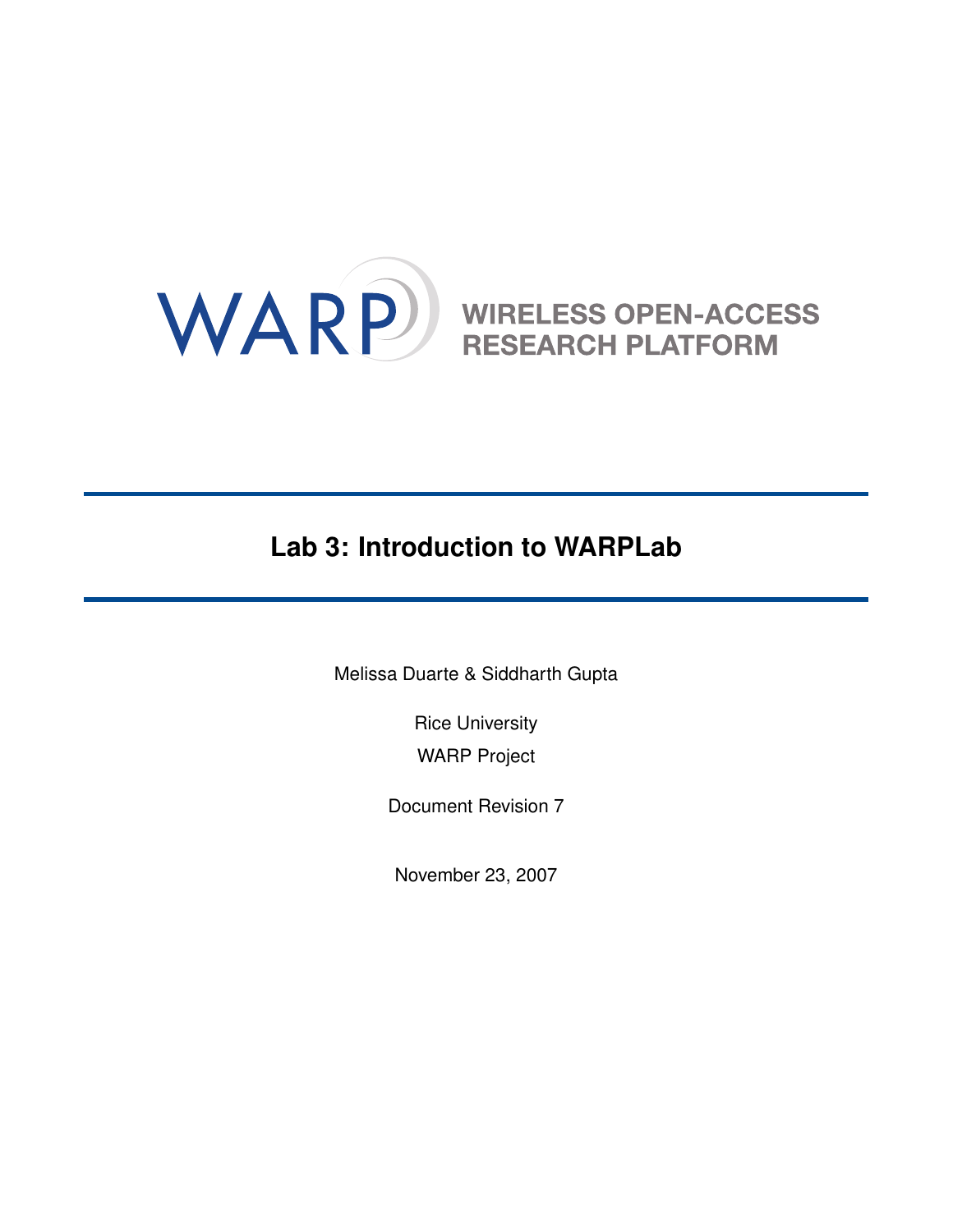WARP

WIRELESS OPEN-ACCESS RESEARCH PLATFORM

# Lab 3: Introduction to WARPLab

Melissa Duarte & Siddharth Gupta

Rice University

WARP Project

Document Revision 7

November 23, 2007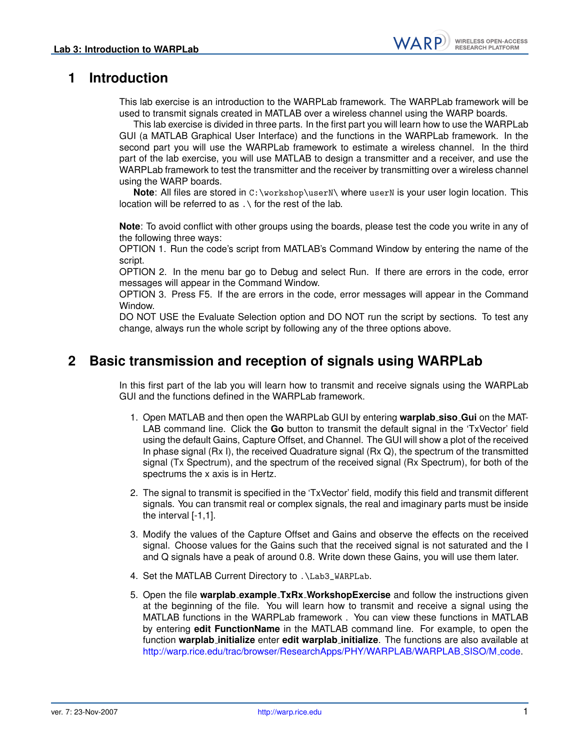# 1 Introduction

This lab exercise is an introduction to the WARPLab framework. The WARPLab framework will be used to transmit signals created in MATLAB over a wireless channel using the WARP boards.

This lab exercise is divided in three parts. In the first part you will learn how to use the WARPLab GUI (a MATLAB Graphical User Interface) and the functions in the WARPLab framework. In the second part you will use the WARPLab framework to estimate a wireless channel. In the third part of the lab exercise, you will use MATLAB to design a transmitter and a receiver, and use the WARPLab framework to test the transmitter and the receiver by transmitting over a wireless channel using the WARP boards.

**Note**: All files are stored in `C:\workshop\userN\` where `userN` is your user login location. This location will be referred to as `.\` for the rest of the lab.

**Note**: To avoid conflict with other groups using the boards, please test the code you write in any of the following three ways:
OPTION 1. Run the code's script from MATLAB's Command Window by entering the name of the script.
OPTION 2. In the menu bar go to Debug and select Run. If there are errors in the code, error messages will appear in the Command Window.
OPTION 3. Press F5. If the are errors in the code, error messages will appear in the Command Window.
DO NOT USE the Evaluate Selection option and DO NOT run the script by sections. To test any change, always run the whole script by following any of the three options above.

# 2 Basic transmission and reception of signals using WARPLab

In this first part of the lab you will learn how to transmit and receive signals using the WARPLab GUI and the functions defined in the WARPLab framework.

1. Open MATLAB and then open the WARPLab GUI by entering **warplab_siso_Gui** on the MATLAB command line. Click the **Go** button to transmit the default signal in the 'TxVector' field using the default Gains, Capture Offset, and Channel. The GUI will show a plot of the received In phase signal (Rx I), the received Quadrature signal (Rx Q), the spectrum of the transmitted signal (Tx Spectrum), and the spectrum of the received signal (Rx Spectrum), for both of the spectrums the x axis is in Hertz.

2. The signal to transmit is specified in the 'TxVector' field, modify this field and transmit different signals. You can transmit real or complex signals, the real and imaginary parts must be inside the interval [-1,1].

3. Modify the values of the Capture Offset and Gains and observe the effects on the received signal. Choose values for the Gains such that the received signal is not saturated and the I and Q signals have a peak of around 0.8. Write down these Gains, you will use them later.

4. Set the MATLAB Current Directory to `.\Lab3_WARPLab`.

5. Open the file **warplab_example_TxRx_WorkshopExercise** and follow the instructions given at the beginning of the file. You will learn how to transmit and receive a signal using the MATLAB functions in the WARPLab framework . You can view these functions in MATLAB by entering **edit FunctionName** in the MATLAB command line. For example, to open the function **warplab_initialize** enter **edit warplab_initialize**. The functions are also available at http://warp.rice.edu/trac/browser/ResearchApps/PHY/WARPLAB/WARPLAB_SISO/M_code.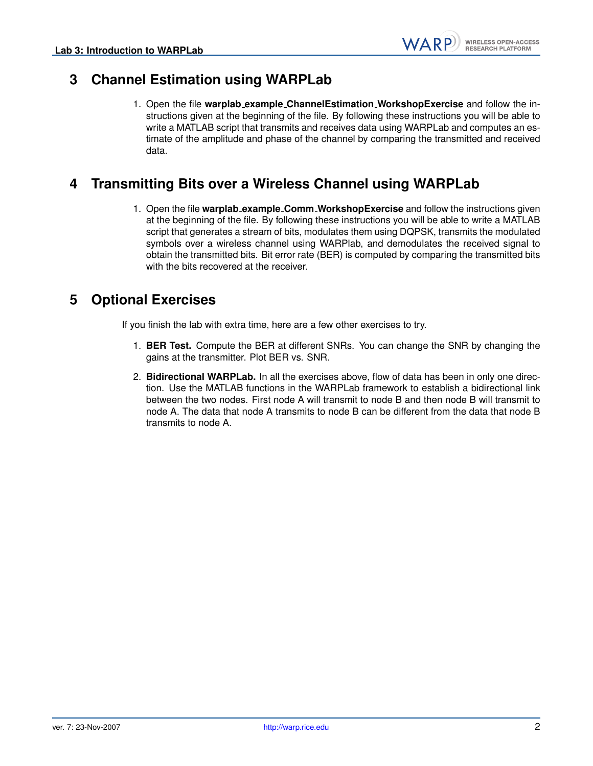## 3 Channel Estimation using WARPLab

1. Open the file **warplab_example_ChannelEstimation_WorkshopExercise** and follow the instructions given at the beginning of the file. By following these instructions you will be able to write a MATLAB script that transmits and receives data using WARPLab and computes an estimate of the amplitude and phase of the channel by comparing the transmitted and received data.

## 4 Transmitting Bits over a Wireless Channel using WARPLab

1. Open the file **warplab_example_Comm_WorkshopExercise** and follow the instructions given at the beginning of the file. By following these instructions you will be able to write a MATLAB script that generates a stream of bits, modulates them using DQPSK, transmits the modulated symbols over a wireless channel using WARPlab, and demodulates the received signal to obtain the transmitted bits. Bit error rate (BER) is computed by comparing the transmitted bits with the bits recovered at the receiver.

## 5 Optional Exercises

If you finish the lab with extra time, here are a few other exercises to try.

1. **BER Test.** Compute the BER at different SNRs. You can change the SNR by changing the gains at the transmitter. Plot BER vs. SNR.
2. **Bidirectional WARPLab.** In all the exercises above, flow of data has been in only one direction. Use the MATLAB functions in the WARPLab framework to establish a bidirectional link between the two nodes. First node A will transmit to node B and then node B will transmit to node A. The data that node A transmits to node B can be different from the data that node B transmits to node A.